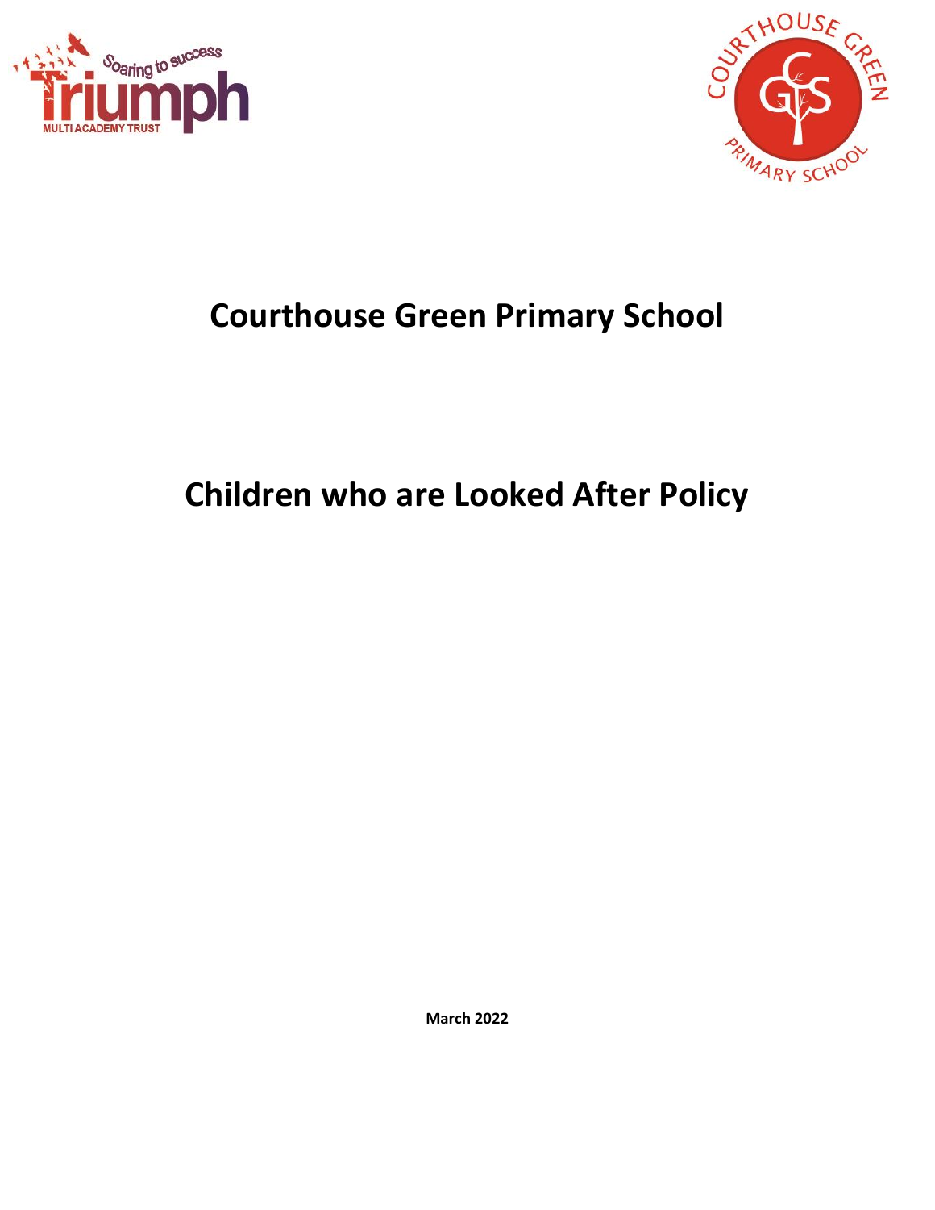# Courthouse Green Primary School

# Children who are Looked After Policy

**March 2022**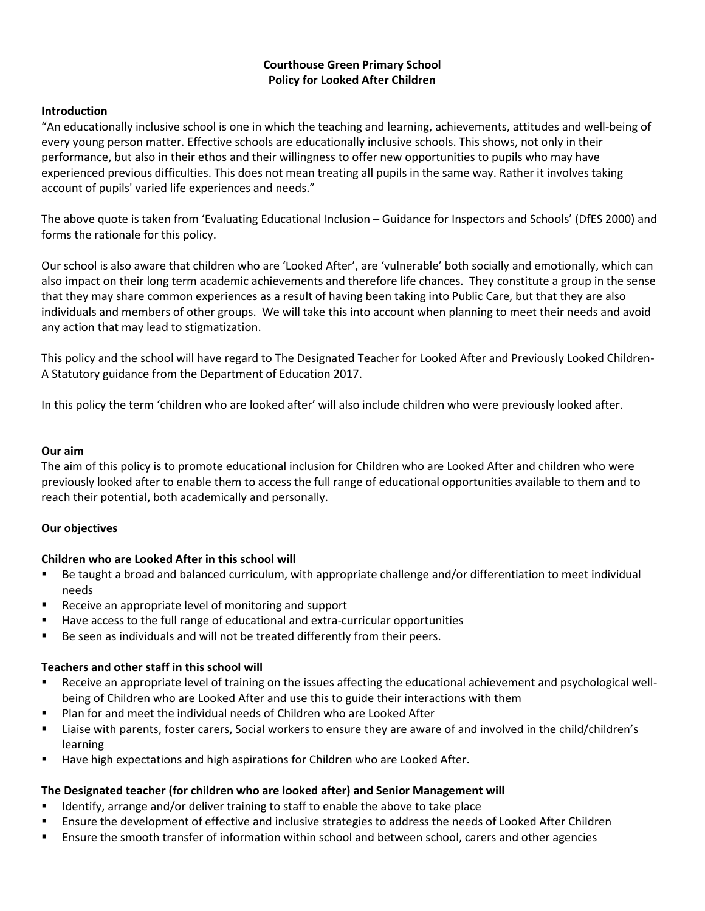**Courthouse Green Primary School**
**Policy for Looked After Children**

**Introduction**

"An educationally inclusive school is one in which the teaching and learning, achievements, attitudes and well-being of every young person matter. Effective schools are educationally inclusive schools. This shows, not only in their performance, but also in their ethos and their willingness to offer new opportunities to pupils who may have experienced previous difficulties. This does not mean treating all pupils in the same way. Rather it involves taking account of pupils' varied life experiences and needs."

The above quote is taken from 'Evaluating Educational Inclusion – Guidance for Inspectors and Schools' (DfES 2000) and forms the rationale for this policy.

Our school is also aware that children who are 'Looked After', are 'vulnerable' both socially and emotionally, which can also impact on their long term academic achievements and therefore life chances. They constitute a group in the sense that they may share common experiences as a result of having been taking into Public Care, but that they are also individuals and members of other groups. We will take this into account when planning to meet their needs and avoid any action that may lead to stigmatization.

This policy and the school will have regard to The Designated Teacher for Looked After and Previously Looked Children- A Statutory guidance from the Department of Education 2017.

In this policy the term 'children who are looked after' will also include children who were previously looked after.

**Our aim**

The aim of this policy is to promote educational inclusion for Children who are Looked After and children who were previously looked after to enable them to access the full range of educational opportunities available to them and to reach their potential, both academically and personally.

**Our objectives**

**Children who are Looked After in this school will**

- Be taught a broad and balanced curriculum, with appropriate challenge and/or differentiation to meet individual needs
- Receive an appropriate level of monitoring and support
- Have access to the full range of educational and extra-curricular opportunities
- Be seen as individuals and will not be treated differently from their peers.

**Teachers and other staff in this school will**

- Receive an appropriate level of training on the issues affecting the educational achievement and psychological well-being of Children who are Looked After and use this to guide their interactions with them
- Plan for and meet the individual needs of Children who are Looked After
- Liaise with parents, foster carers, Social workers to ensure they are aware of and involved in the child/children's learning
- Have high expectations and high aspirations for Children who are Looked After.

**The Designated teacher (for children who are looked after) and Senior Management will**

- Identify, arrange and/or deliver training to staff to enable the above to take place
- Ensure the development of effective and inclusive strategies to address the needs of Looked After Children
- Ensure the smooth transfer of information within school and between school, carers and other agencies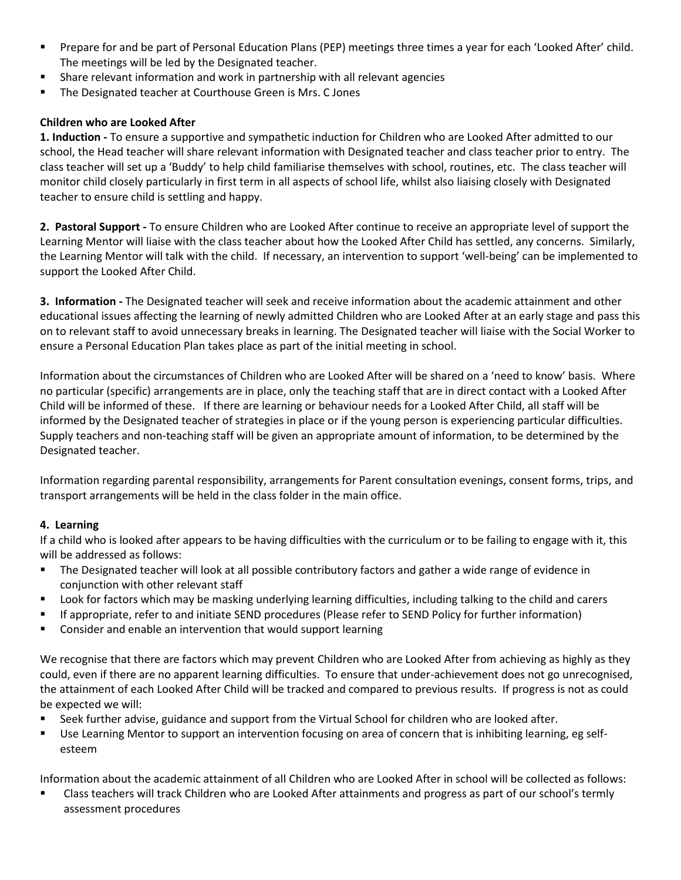- Prepare for and be part of Personal Education Plans (PEP) meetings three times a year for each 'Looked After' child. The meetings will be led by the Designated teacher.
- Share relevant information and work in partnership with all relevant agencies
- The Designated teacher at Courthouse Green is Mrs. C Jones

**Children who are Looked After**

**1. Induction -** To ensure a supportive and sympathetic induction for Children who are Looked After admitted to our school, the Head teacher will share relevant information with Designated teacher and class teacher prior to entry. The class teacher will set up a 'Buddy' to help child familiarise themselves with school, routines, etc. The class teacher will monitor child closely particularly in first term in all aspects of school life, whilst also liaising closely with Designated teacher to ensure child is settling and happy.

**2. Pastoral Support -** To ensure Children who are Looked After continue to receive an appropriate level of support the Learning Mentor will liaise with the class teacher about how the Looked After Child has settled, any concerns. Similarly, the Learning Mentor will talk with the child. If necessary, an intervention to support 'well-being' can be implemented to support the Looked After Child.

**3. Information -** The Designated teacher will seek and receive information about the academic attainment and other educational issues affecting the learning of newly admitted Children who are Looked After at an early stage and pass this on to relevant staff to avoid unnecessary breaks in learning. The Designated teacher will liaise with the Social Worker to ensure a Personal Education Plan takes place as part of the initial meeting in school.

Information about the circumstances of Children who are Looked After will be shared on a 'need to know' basis. Where no particular (specific) arrangements are in place, only the teaching staff that are in direct contact with a Looked After Child will be informed of these. If there are learning or behaviour needs for a Looked After Child, all staff will be informed by the Designated teacher of strategies in place or if the young person is experiencing particular difficulties. Supply teachers and non-teaching staff will be given an appropriate amount of information, to be determined by the Designated teacher.

Information regarding parental responsibility, arrangements for Parent consultation evenings, consent forms, trips, and transport arrangements will be held in the class folder in the main office.

**4. Learning**

If a child who is looked after appears to be having difficulties with the curriculum or to be failing to engage with it, this will be addressed as follows:

- The Designated teacher will look at all possible contributory factors and gather a wide range of evidence in conjunction with other relevant staff
- Look for factors which may be masking underlying learning difficulties, including talking to the child and carers
- If appropriate, refer to and initiate SEND procedures (Please refer to SEND Policy for further information)
- Consider and enable an intervention that would support learning

We recognise that there are factors which may prevent Children who are Looked After from achieving as highly as they could, even if there are no apparent learning difficulties. To ensure that under-achievement does not go unrecognised, the attainment of each Looked After Child will be tracked and compared to previous results. If progress is not as could be expected we will:

- Seek further advise, guidance and support from the Virtual School for children who are looked after.
- Use Learning Mentor to support an intervention focusing on area of concern that is inhibiting learning, eg self-esteem

Information about the academic attainment of all Children who are Looked After in school will be collected as follows:

- Class teachers will track Children who are Looked After attainments and progress as part of our school's termly assessment procedures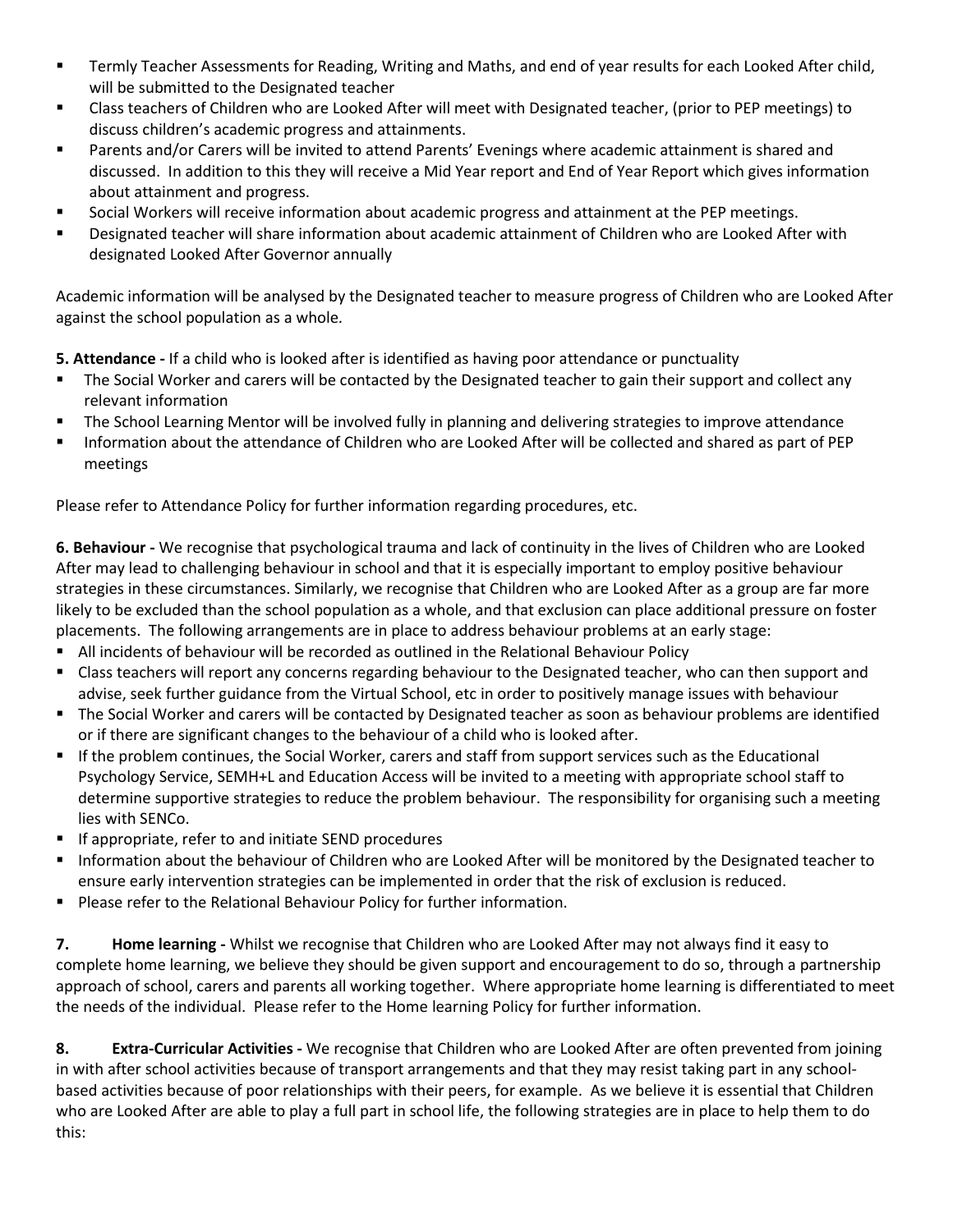- Termly Teacher Assessments for Reading, Writing and Maths, and end of year results for each Looked After child, will be submitted to the Designated teacher
- Class teachers of Children who are Looked After will meet with Designated teacher, (prior to PEP meetings) to discuss children's academic progress and attainments.
- Parents and/or Carers will be invited to attend Parents' Evenings where academic attainment is shared and discussed. In addition to this they will receive a Mid Year report and End of Year Report which gives information about attainment and progress.
- Social Workers will receive information about academic progress and attainment at the PEP meetings.
- Designated teacher will share information about academic attainment of Children who are Looked After with designated Looked After Governor annually

Academic information will be analysed by the Designated teacher to measure progress of Children who are Looked After against the school population as a whole.

**5. Attendance -** If a child who is looked after is identified as having poor attendance or punctuality

- The Social Worker and carers will be contacted by the Designated teacher to gain their support and collect any relevant information
- The School Learning Mentor will be involved fully in planning and delivering strategies to improve attendance
- Information about the attendance of Children who are Looked After will be collected and shared as part of PEP meetings

Please refer to Attendance Policy for further information regarding procedures, etc.

**6. Behaviour -** We recognise that psychological trauma and lack of continuity in the lives of Children who are Looked After may lead to challenging behaviour in school and that it is especially important to employ positive behaviour strategies in these circumstances. Similarly, we recognise that Children who are Looked After as a group are far more likely to be excluded than the school population as a whole, and that exclusion can place additional pressure on foster placements. The following arrangements are in place to address behaviour problems at an early stage:

- All incidents of behaviour will be recorded as outlined in the Relational Behaviour Policy
- Class teachers will report any concerns regarding behaviour to the Designated teacher, who can then support and advise, seek further guidance from the Virtual School, etc in order to positively manage issues with behaviour
- The Social Worker and carers will be contacted by Designated teacher as soon as behaviour problems are identified or if there are significant changes to the behaviour of a child who is looked after.
- If the problem continues, the Social Worker, carers and staff from support services such as the Educational Psychology Service, SEMH+L and Education Access will be invited to a meeting with appropriate school staff to determine supportive strategies to reduce the problem behaviour. The responsibility for organising such a meeting lies with SENCo.
- If appropriate, refer to and initiate SEND procedures
- Information about the behaviour of Children who are Looked After will be monitored by the Designated teacher to ensure early intervention strategies can be implemented in order that the risk of exclusion is reduced.
- Please refer to the Relational Behaviour Policy for further information.

**7. Home learning -** Whilst we recognise that Children who are Looked After may not always find it easy to complete home learning, we believe they should be given support and encouragement to do so, through a partnership approach of school, carers and parents all working together. Where appropriate home learning is differentiated to meet the needs of the individual. Please refer to the Home learning Policy for further information.

**8. Extra-Curricular Activities -** We recognise that Children who are Looked After are often prevented from joining in with after school activities because of transport arrangements and that they may resist taking part in any school-based activities because of poor relationships with their peers, for example. As we believe it is essential that Children who are Looked After are able to play a full part in school life, the following strategies are in place to help them to do this: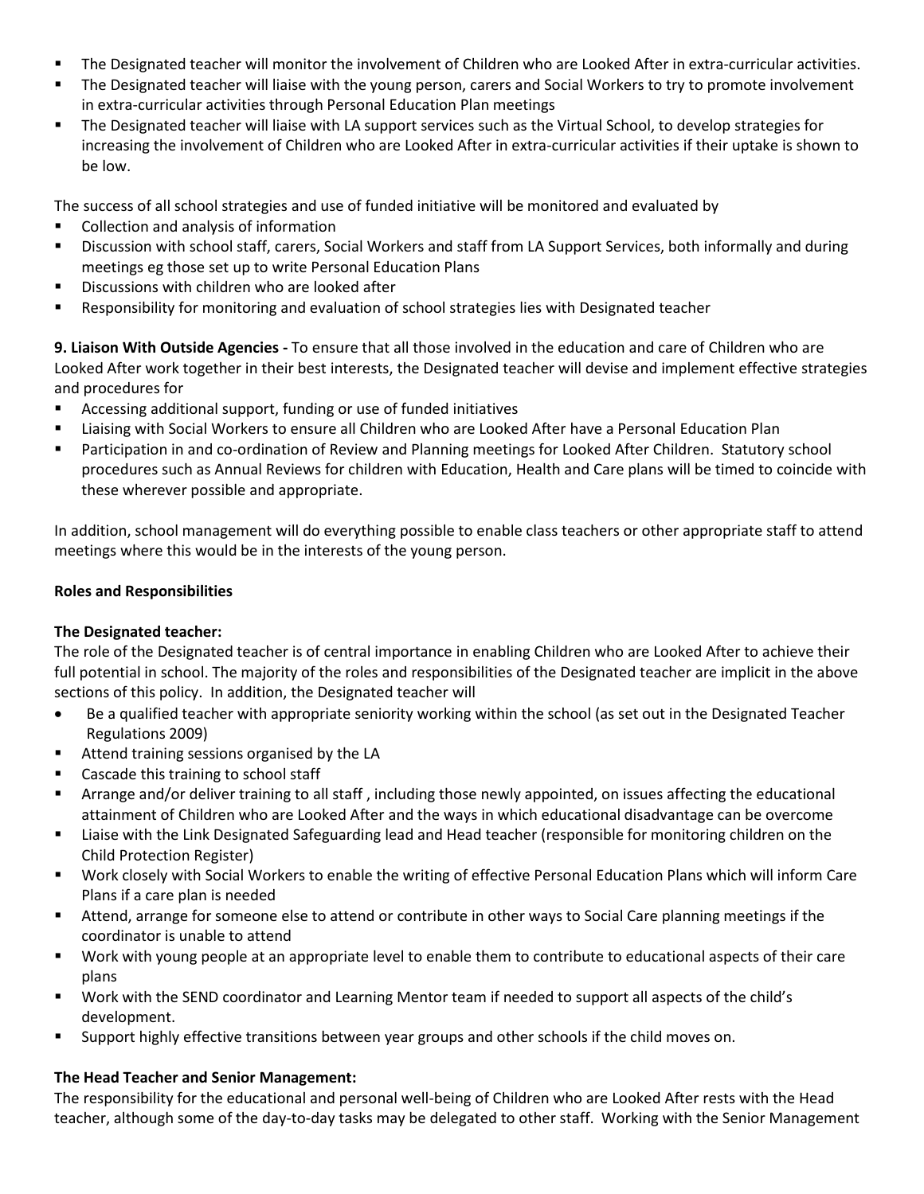- The Designated teacher will monitor the involvement of Children who are Looked After in extra-curricular activities.
- The Designated teacher will liaise with the young person, carers and Social Workers to try to promote involvement in extra-curricular activities through Personal Education Plan meetings
- The Designated teacher will liaise with LA support services such as the Virtual School, to develop strategies for increasing the involvement of Children who are Looked After in extra-curricular activities if their uptake is shown to be low.

The success of all school strategies and use of funded initiative will be monitored and evaluated by

- Collection and analysis of information
- Discussion with school staff, carers, Social Workers and staff from LA Support Services, both informally and during meetings eg those set up to write Personal Education Plans
- Discussions with children who are looked after
- Responsibility for monitoring and evaluation of school strategies lies with Designated teacher

**9. Liaison With Outside Agencies -** To ensure that all those involved in the education and care of Children who are Looked After work together in their best interests, the Designated teacher will devise and implement effective strategies and procedures for

- Accessing additional support, funding or use of funded initiatives
- Liaising with Social Workers to ensure all Children who are Looked After have a Personal Education Plan
- Participation in and co-ordination of Review and Planning meetings for Looked After Children. Statutory school procedures such as Annual Reviews for children with Education, Health and Care plans will be timed to coincide with these wherever possible and appropriate.

In addition, school management will do everything possible to enable class teachers or other appropriate staff to attend meetings where this would be in the interests of the young person.

**Roles and Responsibilities**

**The Designated teacher:**

The role of the Designated teacher is of central importance in enabling Children who are Looked After to achieve their full potential in school. The majority of the roles and responsibilities of the Designated teacher are implicit in the above sections of this policy. In addition, the Designated teacher will

- Be a qualified teacher with appropriate seniority working within the school (as set out in the Designated Teacher Regulations 2009)
- Attend training sessions organised by the LA
- Cascade this training to school staff
- Arrange and/or deliver training to all staff , including those newly appointed, on issues affecting the educational attainment of Children who are Looked After and the ways in which educational disadvantage can be overcome
- Liaise with the Link Designated Safeguarding lead and Head teacher (responsible for monitoring children on the Child Protection Register)
- Work closely with Social Workers to enable the writing of effective Personal Education Plans which will inform Care Plans if a care plan is needed
- Attend, arrange for someone else to attend or contribute in other ways to Social Care planning meetings if the coordinator is unable to attend
- Work with young people at an appropriate level to enable them to contribute to educational aspects of their care plans
- Work with the SEND coordinator and Learning Mentor team if needed to support all aspects of the child's development.
- Support highly effective transitions between year groups and other schools if the child moves on.

**The Head Teacher and Senior Management:**

The responsibility for the educational and personal well-being of Children who are Looked After rests with the Head teacher, although some of the day-to-day tasks may be delegated to other staff. Working with the Senior Management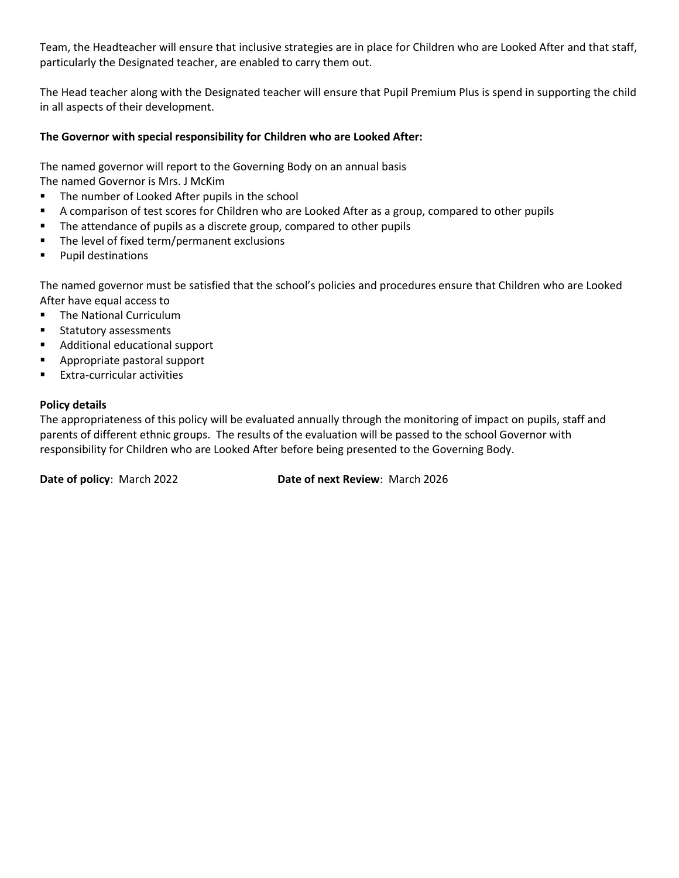Team, the Headteacher will ensure that inclusive strategies are in place for Children who are Looked After and that staff, particularly the Designated teacher, are enabled to carry them out.

The Head teacher along with the Designated teacher will ensure that Pupil Premium Plus is spend in supporting the child in all aspects of their development.

**The Governor with special responsibility for Children who are Looked After:**

The named governor will report to the Governing Body on an annual basis
The named Governor is Mrs. J McKim

- The number of Looked After pupils in the school
- A comparison of test scores for Children who are Looked After as a group, compared to other pupils
- The attendance of pupils as a discrete group, compared to other pupils
- The level of fixed term/permanent exclusions
- Pupil destinations

The named governor must be satisfied that the school's policies and procedures ensure that Children who are Looked After have equal access to

- The National Curriculum
- Statutory assessments
- Additional educational support
- Appropriate pastoral support
- Extra-curricular activities

**Policy details**
The appropriateness of this policy will be evaluated annually through the monitoring of impact on pupils, staff and parents of different ethnic groups. The results of the evaluation will be passed to the school Governor with responsibility for Children who are Looked After before being presented to the Governing Body.

**Date of policy**: March 2022 **Date of next Review**: March 2026